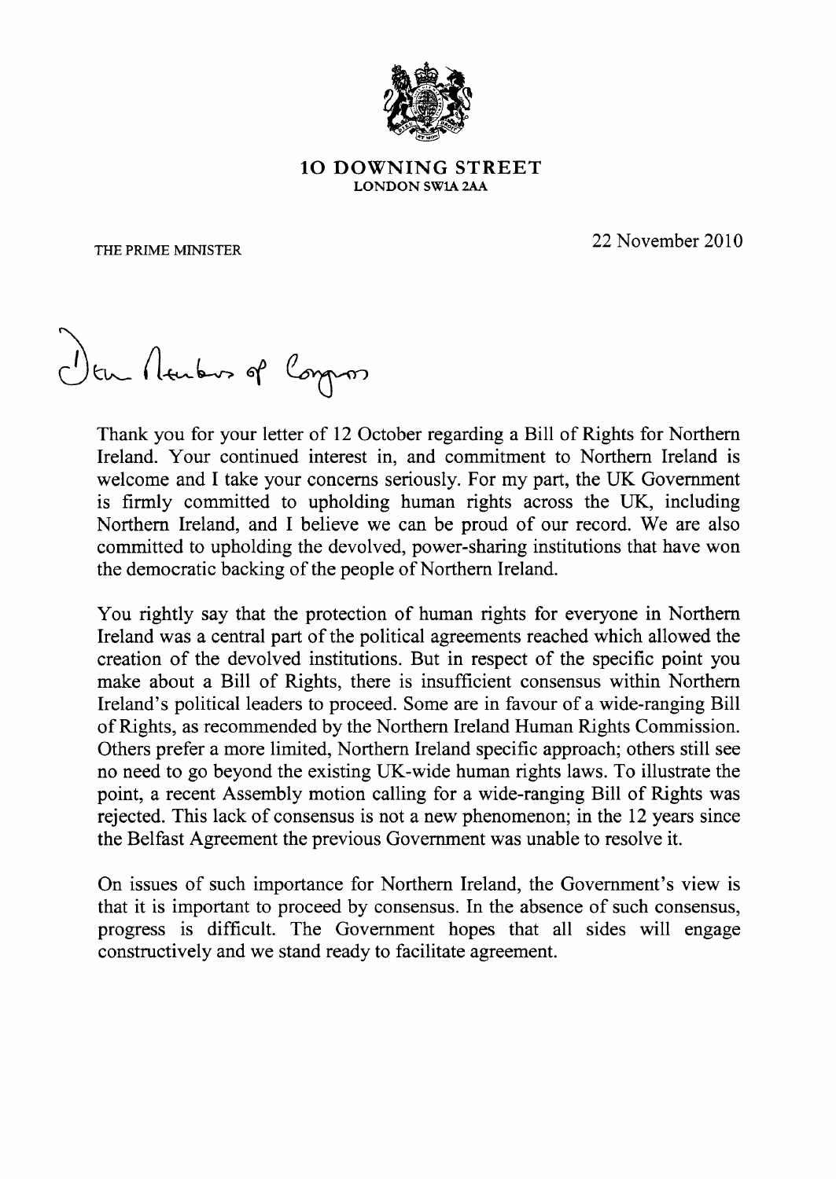**10 DOWNING STREET**
**LONDON SW1A 2AA**

THE PRIME MINISTER

22 November 2010

Dear Members of Congress

Thank you for your letter of 12 October regarding a Bill of Rights for Northern Ireland. Your continued interest in, and commitment to Northern Ireland is welcome and I take your concerns seriously. For my part, the UK Government is firmly committed to upholding human rights across the UK, including Northern Ireland, and I believe we can be proud of our record. We are also committed to upholding the devolved, power-sharing institutions that have won the democratic backing of the people of Northern Ireland.

You rightly say that the protection of human rights for everyone in Northern Ireland was a central part of the political agreements reached which allowed the creation of the devolved institutions. But in respect of the specific point you make about a Bill of Rights, there is insufficient consensus within Northern Ireland's political leaders to proceed. Some are in favour of a wide-ranging Bill of Rights, as recommended by the Northern Ireland Human Rights Commission. Others prefer a more limited, Northern Ireland specific approach; others still see no need to go beyond the existing UK-wide human rights laws. To illustrate the point, a recent Assembly motion calling for a wide-ranging Bill of Rights was rejected. This lack of consensus is not a new phenomenon; in the 12 years since the Belfast Agreement the previous Government was unable to resolve it.

On issues of such importance for Northern Ireland, the Government's view is that it is important to proceed by consensus. In the absence of such consensus, progress is difficult. The Government hopes that all sides will engage constructively and we stand ready to facilitate agreement.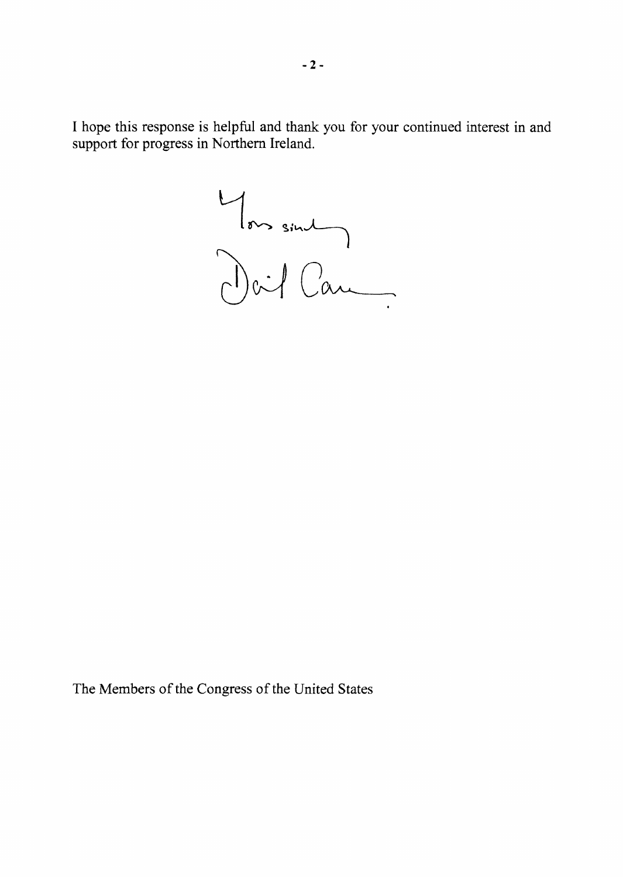I hope this response is helpful and thank you for your continued interest in and support for progress in Northern Ireland.

Yours sincerely

David Cameron

The Members of the Congress of the United States